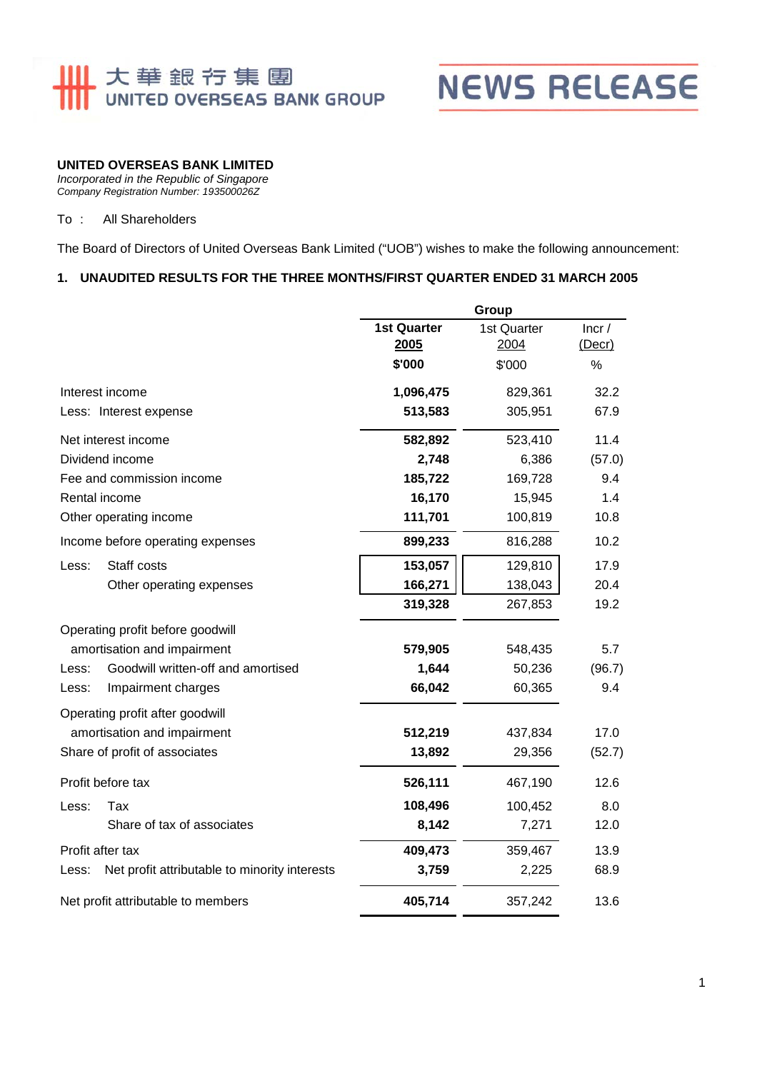大華銀行集團
UNITED OVERSEAS BANK GROUP

NEWS RELEASE

**UNITED OVERSEAS BANK LIMITED**
*Incorporated in the Republic of Singapore*
*Company Registration Number: 193500026Z*

To : All Shareholders

The Board of Directors of United Overseas Bank Limited ("UOB") wishes to make the following announcement:

## 1. UNAUDITED RESULTS FOR THE THREE MONTHS/FIRST QUARTER ENDED 31 MARCH 2005

| | Group | | |
|---|---|---|---|
| | **1st Quarter 2005** | 1st Quarter 2004 | Incr / (Decr) |
| | **$'000** | $'000 | % |
| Interest income | **1,096,475** | 829,361 | 32.2 |
| Less: Interest expense | **513,583** | 305,951 | 67.9 |
| Net interest income | **582,892** | 523,410 | 11.4 |
| Dividend income | **2,748** | 6,386 | (57.0) |
| Fee and commission income | **185,722** | 169,728 | 9.4 |
| Rental income | **16,170** | 15,945 | 1.4 |
| Other operating income | **111,701** | 100,819 | 10.8 |
| Income before operating expenses | **899,233** | 816,288 | 10.2 |
| Less: Staff costs | **153,057** | 129,810 | 17.9 |
| Other operating expenses | **166,271** | 138,043 | 20.4 |
| | **319,328** | 267,853 | 19.2 |
| Operating profit before goodwill amortisation and impairment | **579,905** | 548,435 | 5.7 |
| Less: Goodwill written-off and amortised | **1,644** | 50,236 | (96.7) |
| Less: Impairment charges | **66,042** | 60,365 | 9.4 |
| Operating profit after goodwill amortisation and impairment | **512,219** | 437,834 | 17.0 |
| Share of profit of associates | **13,892** | 29,356 | (52.7) |
| Profit before tax | **526,111** | 467,190 | 12.6 |
| Less: Tax | **108,496** | 100,452 | 8.0 |
| Share of tax of associates | **8,142** | 7,271 | 12.0 |
| Profit after tax | **409,473** | 359,467 | 13.9 |
| Less: Net profit attributable to minority interests | **3,759** | 2,225 | 68.9 |
| Net profit attributable to members | **405,714** | 357,242 | 13.6 |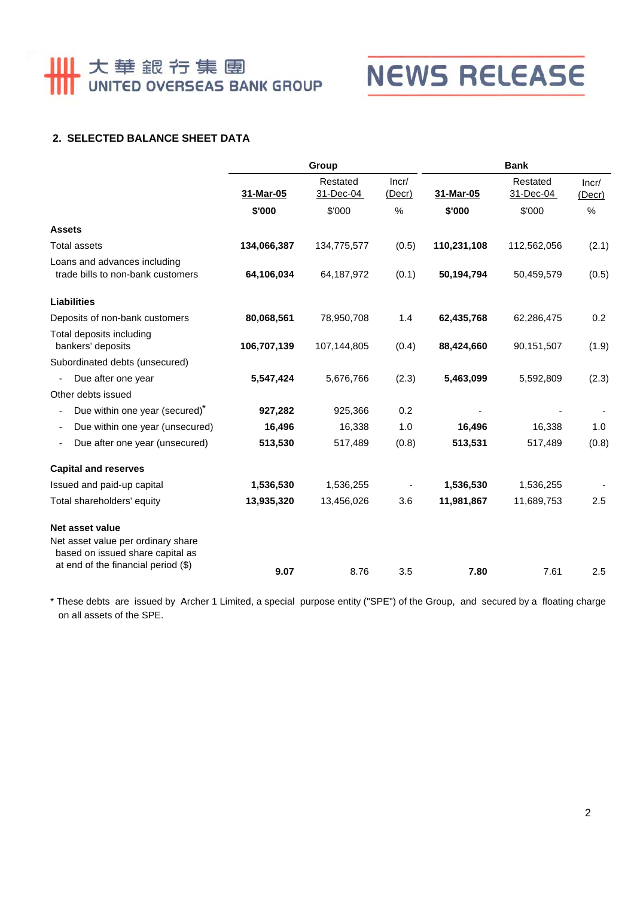## 2. SELECTED BALANCE SHEET DATA

| | Group | | | Bank | | |
|---|---|---|---|---|---|---|
| | 31-Mar-05 | Restated 31-Dec-04 | Incr/ (Decr) | 31-Mar-05 | Restated 31-Dec-04 | Incr/ (Decr) |
| | $'000 | $'000 | % | $'000 | $'000 | % |
| **Assets** | | | | | | |
| Total assets | **134,066,387** | 134,775,577 | (0.5) | **110,231,108** | 112,562,056 | (2.1) |
| Loans and advances including trade bills to non-bank customers | **64,106,034** | 64,187,972 | (0.1) | **50,194,794** | 50,459,579 | (0.5) |
| **Liabilities** | | | | | | |
| Deposits of non-bank customers | **80,068,561** | 78,950,708 | 1.4 | **62,435,768** | 62,286,475 | 0.2 |
| Total deposits including bankers' deposits | **106,707,139** | 107,144,805 | (0.4) | **88,424,660** | 90,151,507 | (1.9) |
| Subordinated debts (unsecured) | | | | | | |
| - Due after one year | **5,547,424** | 5,676,766 | (2.3) | **5,463,099** | 5,592,809 | (2.3) |
| Other debts issued | | | | | | |
| - Due within one year (secured)* | **927,282** | 925,366 | 0.2 | **-** | - | - |
| - Due within one year (unsecured) | **16,496** | 16,338 | 1.0 | **16,496** | 16,338 | 1.0 |
| - Due after one year (unsecured) | **513,530** | 517,489 | (0.8) | **513,531** | 517,489 | (0.8) |
| **Capital and reserves** | | | | | | |
| Issued and paid-up capital | **1,536,530** | 1,536,255 | - | **1,536,530** | 1,536,255 | - |
| Total shareholders' equity | **13,935,320** | 13,456,026 | 3.6 | **11,981,867** | 11,689,753 | 2.5 |
| **Net asset value** | | | | | | |
| Net asset value per ordinary share based on issued share capital as at end of the financial period ($) | **9.07** | 8.76 | 3.5 | **7.80** | 7.61 | 2.5 |

\* These debts are issued by Archer 1 Limited, a special purpose entity ("SPE") of the Group, and secured by a floating charge on all assets of the SPE.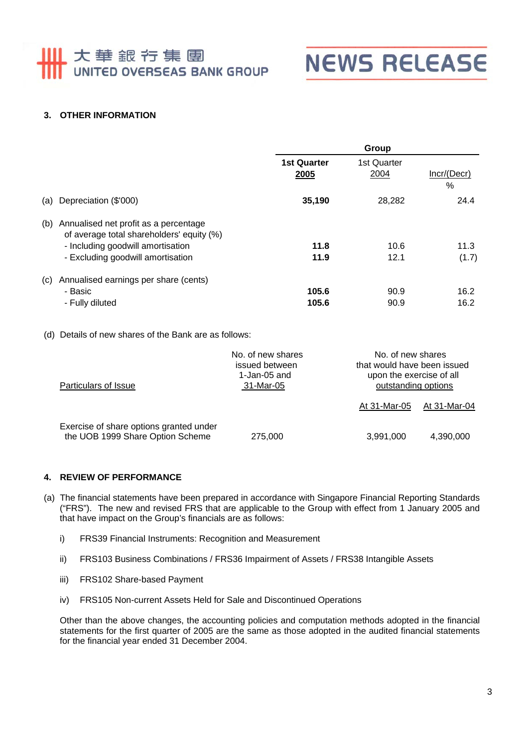### 3. OTHER INFORMATION

| | Group | | |
|---|---|---|---|
| | **1st Quarter 2005** | 1st Quarter 2004 | Incr/(Decr) % |
| (a) Depreciation ($'000) | **35,190** | 28,282 | 24.4 |
| (b) Annualised net profit as a percentage of average total shareholders' equity (%) | | | |
| - Including goodwill amortisation | **11.8** | 10.6 | 11.3 |
| - Excluding goodwill amortisation | **11.9** | 12.1 | (1.7) |
| (c) Annualised earnings per share (cents) | | | |
| - Basic | **105.6** | 90.9 | 16.2 |
| - Fully diluted | **105.6** | 90.9 | 16.2 |

(d) Details of new shares of the Bank are as follows:

| Particulars of Issue | No. of new shares issued between 1-Jan-05 and 31-Mar-05 | No. of new shares that would have been issued upon the exercise of all outstanding options | |
|---|---|---|---|
| | | At 31-Mar-05 | At 31-Mar-04 |
| Exercise of share options granted under the UOB 1999 Share Option Scheme | 275,000 | 3,991,000 | 4,390,000 |

### 4. REVIEW OF PERFORMANCE

(a) The financial statements have been prepared in accordance with Singapore Financial Reporting Standards ("FRS"). The new and revised FRS that are applicable to the Group with effect from 1 January 2005 and that have impact on the Group's financials are as follows:

i) FRS39 Financial Instruments: Recognition and Measurement

ii) FRS103 Business Combinations / FRS36 Impairment of Assets / FRS38 Intangible Assets

iii) FRS102 Share-based Payment

iv) FRS105 Non-current Assets Held for Sale and Discontinued Operations

Other than the above changes, the accounting policies and computation methods adopted in the financial statements for the first quarter of 2005 are the same as those adopted in the audited financial statements for the financial year ended 31 December 2004.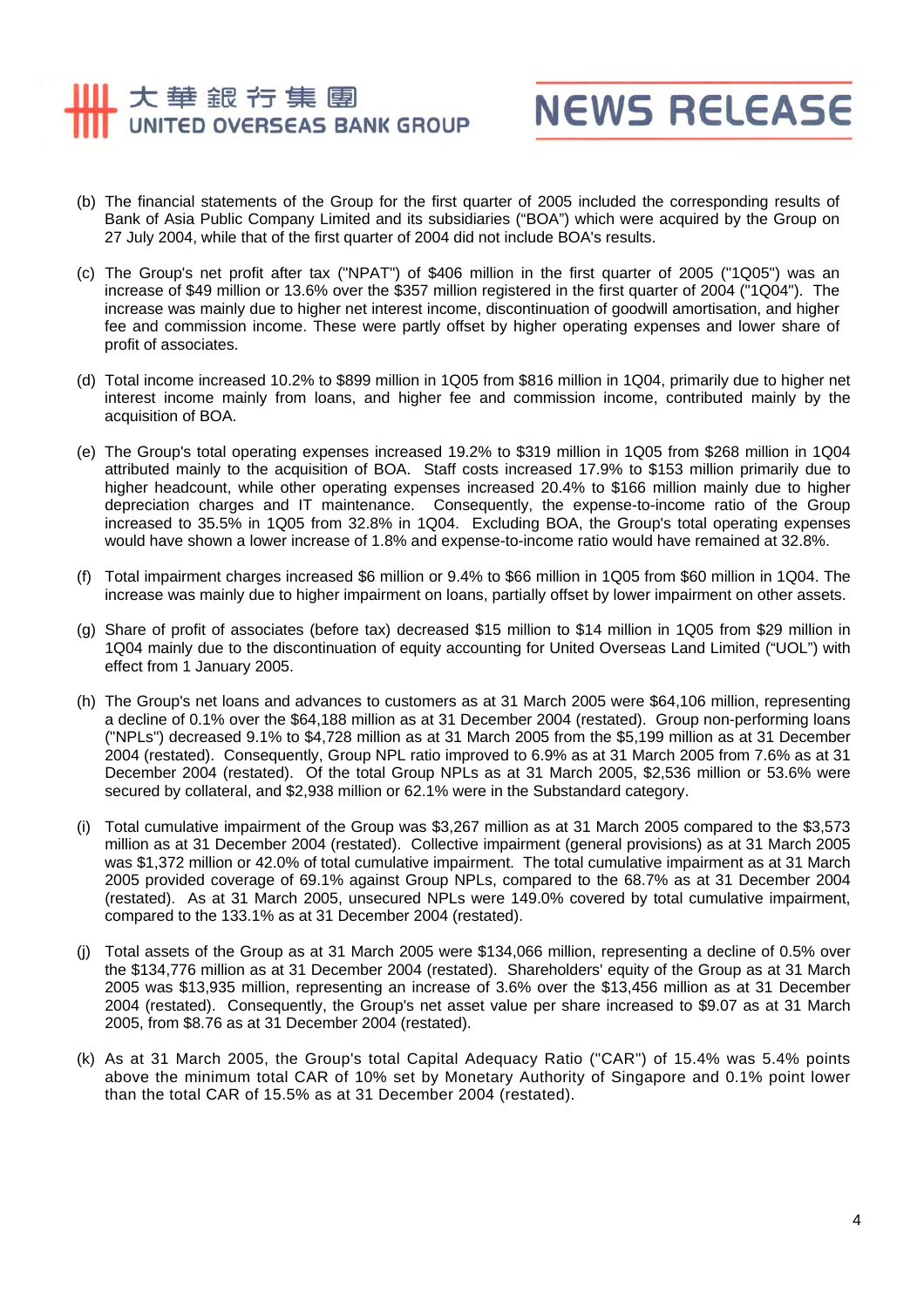(b) The financial statements of the Group for the first quarter of 2005 included the corresponding results of Bank of Asia Public Company Limited and its subsidiaries ("BOA") which were acquired by the Group on 27 July 2004, while that of the first quarter of 2004 did not include BOA's results.

(c) The Group's net profit after tax ("NPAT") of $406 million in the first quarter of 2005 ("1Q05") was an increase of $49 million or 13.6% over the $357 million registered in the first quarter of 2004 ("1Q04"). The increase was mainly due to higher net interest income, discontinuation of goodwill amortisation, and higher fee and commission income. These were partly offset by higher operating expenses and lower share of profit of associates.

(d) Total income increased 10.2% to $899 million in 1Q05 from $816 million in 1Q04, primarily due to higher net interest income mainly from loans, and higher fee and commission income, contributed mainly by the acquisition of BOA.

(e) The Group's total operating expenses increased 19.2% to $319 million in 1Q05 from $268 million in 1Q04 attributed mainly to the acquisition of BOA. Staff costs increased 17.9% to $153 million primarily due to higher headcount, while other operating expenses increased 20.4% to $166 million mainly due to higher depreciation charges and IT maintenance. Consequently, the expense-to-income ratio of the Group increased to 35.5% in 1Q05 from 32.8% in 1Q04. Excluding BOA, the Group's total operating expenses would have shown a lower increase of 1.8% and expense-to-income ratio would have remained at 32.8%.

(f) Total impairment charges increased $6 million or 9.4% to $66 million in 1Q05 from $60 million in 1Q04. The increase was mainly due to higher impairment on loans, partially offset by lower impairment on other assets.

(g) Share of profit of associates (before tax) decreased $15 million to $14 million in 1Q05 from $29 million in 1Q04 mainly due to the discontinuation of equity accounting for United Overseas Land Limited ("UOL") with effect from 1 January 2005.

(h) The Group's net loans and advances to customers as at 31 March 2005 were $64,106 million, representing a decline of 0.1% over the $64,188 million as at 31 December 2004 (restated). Group non-performing loans ("NPLs") decreased 9.1% to $4,728 million as at 31 March 2005 from the $5,199 million as at 31 December 2004 (restated). Consequently, Group NPL ratio improved to 6.9% as at 31 March 2005 from 7.6% as at 31 December 2004 (restated). Of the total Group NPLs as at 31 March 2005, $2,536 million or 53.6% were secured by collateral, and $2,938 million or 62.1% were in the Substandard category.

(i) Total cumulative impairment of the Group was $3,267 million as at 31 March 2005 compared to the $3,573 million as at 31 December 2004 (restated). Collective impairment (general provisions) as at 31 March 2005 was $1,372 million or 42.0% of total cumulative impairment. The total cumulative impairment as at 31 March 2005 provided coverage of 69.1% against Group NPLs, compared to the 68.7% as at 31 December 2004 (restated). As at 31 March 2005, unsecured NPLs were 149.0% covered by total cumulative impairment, compared to the 133.1% as at 31 December 2004 (restated).

(j) Total assets of the Group as at 31 March 2005 were $134,066 million, representing a decline of 0.5% over the $134,776 million as at 31 December 2004 (restated). Shareholders' equity of the Group as at 31 March 2005 was $13,935 million, representing an increase of 3.6% over the $13,456 million as at 31 December 2004 (restated). Consequently, the Group's net asset value per share increased to $9.07 as at 31 March 2005, from $8.76 as at 31 December 2004 (restated).

(k) As at 31 March 2005, the Group's total Capital Adequacy Ratio ("CAR") of 15.4% was 5.4% points above the minimum total CAR of 10% set by Monetary Authority of Singapore and 0.1% point lower than the total CAR of 15.5% as at 31 December 2004 (restated).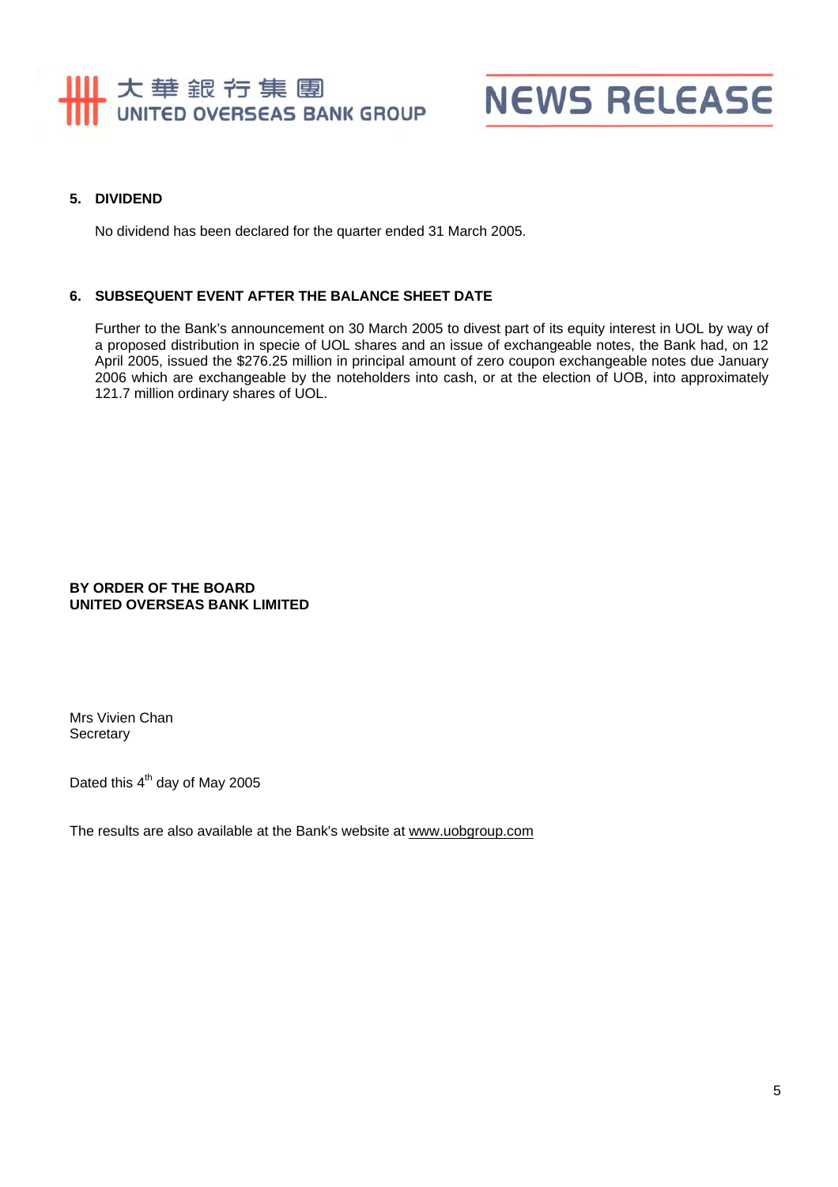## 5. DIVIDEND

No dividend has been declared for the quarter ended 31 March 2005.

## 6. SUBSEQUENT EVENT AFTER THE BALANCE SHEET DATE

Further to the Bank's announcement on 30 March 2005 to divest part of its equity interest in UOL by way of a proposed distribution in specie of UOL shares and an issue of exchangeable notes, the Bank had, on 12 April 2005, issued the $276.25 million in principal amount of zero coupon exchangeable notes due January 2006 which are exchangeable by the noteholders into cash, or at the election of UOB, into approximately 121.7 million ordinary shares of UOL.

**BY ORDER OF THE BOARD**
**UNITED OVERSEAS BANK LIMITED**

Mrs Vivien Chan
Secretary

Dated this 4th day of May 2005

The results are also available at the Bank's website at www.uobgroup.com